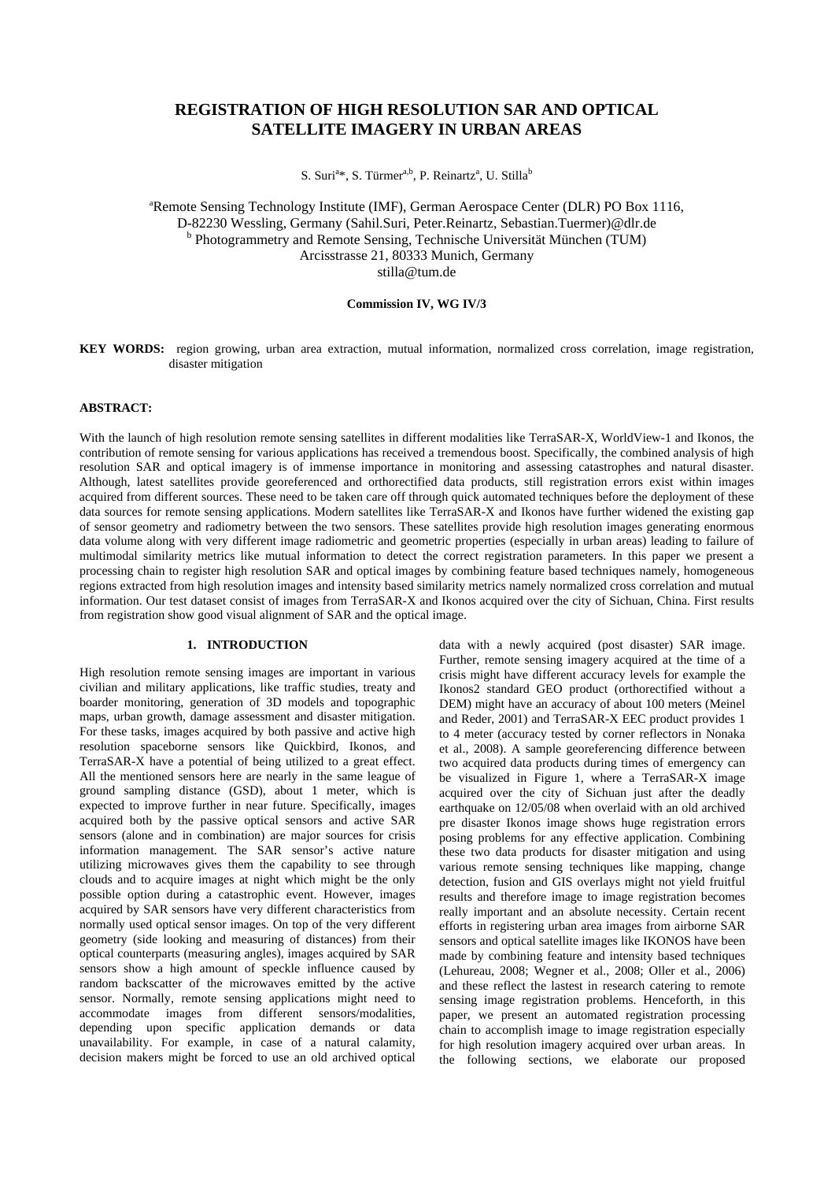# REGISTRATION OF HIGH RESOLUTION SAR AND OPTICAL SATELLITE IMAGERY IN URBAN AREAS

S. Suri[a]*, S. Türmer[a,b], P. Reinartz[a], U. Stilla[b]

[a]Remote Sensing Technology Institute (IMF), German Aerospace Center (DLR) PO Box 1116, D-82230 Wessling, Germany (Sahil.Suri, Peter.Reinartz, Sebastian.Tuermer)@dlr.de
[b] Photogrammetry and Remote Sensing, Technische Universität München (TUM) Arcisstrasse 21, 80333 Munich, Germany
stilla@tum.de

**Commission IV, WG IV/3**

**KEY WORDS:** region growing, urban area extraction, mutual information, normalized cross correlation, image registration, disaster mitigation

## ABSTRACT:

With the launch of high resolution remote sensing satellites in different modalities like TerraSAR-X, WorldView-1 and Ikonos, the contribution of remote sensing for various applications has received a tremendous boost. Specifically, the combined analysis of high resolution SAR and optical imagery is of immense importance in monitoring and assessing catastrophes and natural disaster. Although, latest satellites provide georeferenced and orthorectified data products, still registration errors exist within images acquired from different sources. These need to be taken care off through quick automated techniques before the deployment of these data sources for remote sensing applications. Modern satellites like TerraSAR-X and Ikonos have further widened the existing gap of sensor geometry and radiometry between the two sensors. These satellites provide high resolution images generating enormous data volume along with very different image radiometric and geometric properties (especially in urban areas) leading to failure of multimodal similarity metrics like mutual information to detect the correct registration parameters. In this paper we present a processing chain to register high resolution SAR and optical images by combining feature based techniques namely, homogeneous regions extracted from high resolution images and intensity based similarity metrics namely normalized cross correlation and mutual information. Our test dataset consist of images from TerraSAR-X and Ikonos acquired over the city of Sichuan, China. First results from registration show good visual alignment of SAR and the optical image.

## 1. INTRODUCTION

High resolution remote sensing images are important in various civilian and military applications, like traffic studies, treaty and boarder monitoring, generation of 3D models and topographic maps, urban growth, damage assessment and disaster mitigation. For these tasks, images acquired by both passive and active high resolution spaceborne sensors like Quickbird, Ikonos, and TerraSAR-X have a potential of being utilized to a great effect. All the mentioned sensors here are nearly in the same league of ground sampling distance (GSD), about 1 meter, which is expected to improve further in near future. Specifically, images acquired both by the passive optical sensors and active SAR sensors (alone and in combination) are major sources for crisis information management. The SAR sensor's active nature utilizing microwaves gives them the capability to see through clouds and to acquire images at night which might be the only possible option during a catastrophic event. However, images acquired by SAR sensors have very different characteristics from normally used optical sensor images. On top of the very different geometry (side looking and measuring of distances) from their optical counterparts (measuring angles), images acquired by SAR sensors show a high amount of speckle influence caused by random backscatter of the microwaves emitted by the active sensor. Normally, remote sensing applications might need to accommodate images from different sensors/modalities, depending upon specific application demands or data unavailability. For example, in case of a natural calamity, decision makers might be forced to use an old archived optical data with a newly acquired (post disaster) SAR image. Further, remote sensing imagery acquired at the time of a crisis might have different accuracy levels for example the Ikonos2 standard GEO product (orthorectified without a DEM) might have an accuracy of about 100 meters (Meinel and Reder, 2001) and TerraSAR-X EEC product provides 1 to 4 meter (accuracy tested by corner reflectors in Nonaka et al., 2008). A sample georeferencing difference between two acquired data products during times of emergency can be visualized in Figure 1, where a TerraSAR-X image acquired over the city of Sichuan just after the deadly earthquake on 12/05/08 when overlaid with an old archived pre disaster Ikonos image shows huge registration errors posing problems for any effective application. Combining these two data products for disaster mitigation and using various remote sensing techniques like mapping, change detection, fusion and GIS overlays might not yield fruitful results and therefore image to image registration becomes really important and an absolute necessity. Certain recent efforts in registering urban area images from airborne SAR sensors and optical satellite images like IKONOS have been made by combining feature and intensity based techniques (Lehureau, 2008; Wegner et al., 2008; Oller et al., 2006) and these reflect the lastest in research catering to remote sensing image registration problems. Henceforth, in this paper, we present an automated registration processing chain to accomplish image to image registration especially for high resolution imagery acquired over urban areas. In the following sections, we elaborate our proposed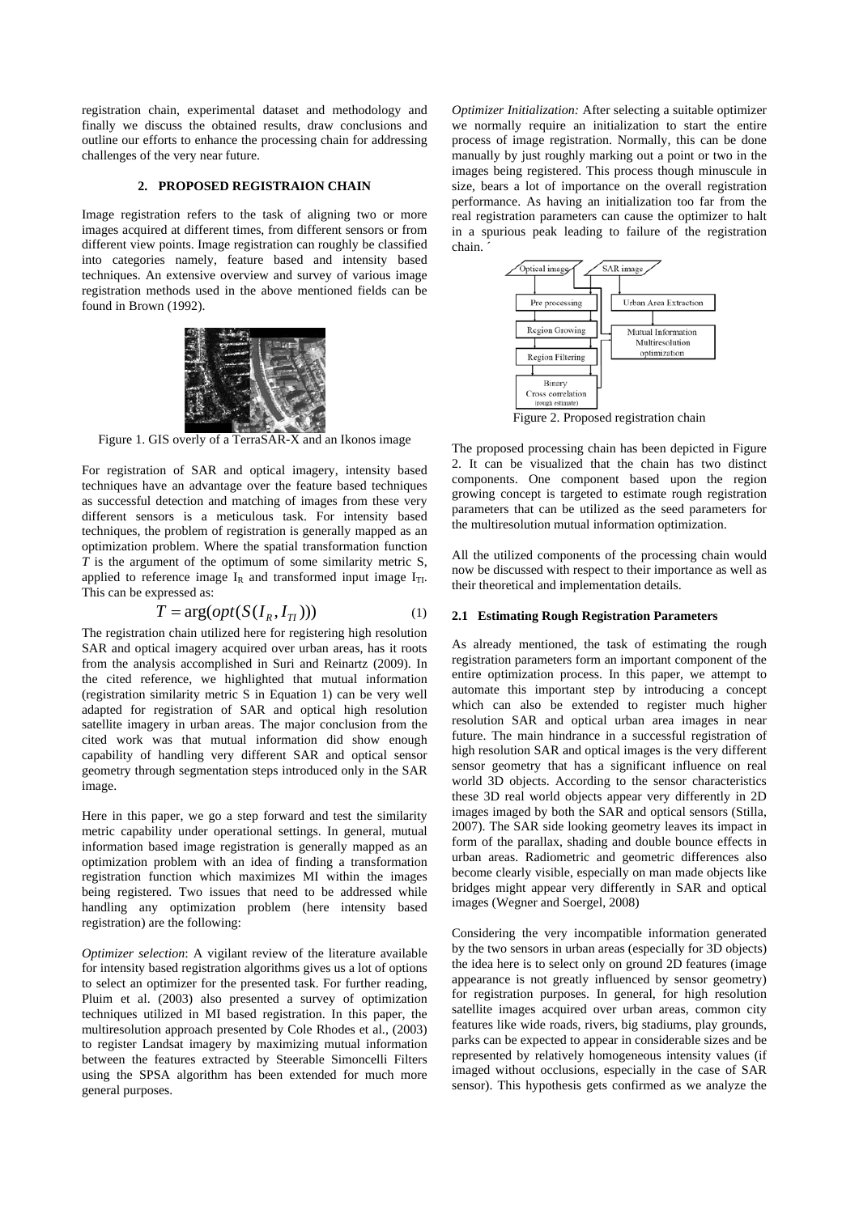registration chain, experimental dataset and methodology and finally we discuss the obtained results, draw conclusions and outline our efforts to enhance the processing chain for addressing challenges of the very near future.

## 2. PROPOSED REGISTRAION CHAIN

Image registration refers to the task of aligning two or more images acquired at different times, from different sensors or from different view points. Image registration can roughly be classified into categories namely, feature based and intensity based techniques. An extensive overview and survey of various image registration methods used in the above mentioned fields can be found in Brown (1992).

Figure 1. GIS overly of a TerraSAR-X and an Ikonos image

For registration of SAR and optical imagery, intensity based techniques have an advantage over the feature based techniques as successful detection and matching of images from these very different sensors is a meticulous task. For intensity based techniques, the problem of registration is generally mapped as an optimization problem. Where the spatial transformation function $T$ is the argument of the optimum of some similarity metric S, applied to reference image $I_R$ and transformed input image $I_{TI}$. This can be expressed as:

$$T = \arg(opt(S(I_R, I_{TI}))) \tag{1}$$

The registration chain utilized here for registering high resolution SAR and optical imagery acquired over urban areas, has it roots from the analysis accomplished in Suri and Reinartz (2009). In the cited reference, we highlighted that mutual information (registration similarity metric S in Equation 1) can be very well adapted for registration of SAR and optical high resolution satellite imagery in urban areas. The major conclusion from the cited work was that mutual information did show enough capability of handling very different SAR and optical sensor geometry through segmentation steps introduced only in the SAR image.

Here in this paper, we go a step forward and test the similarity metric capability under operational settings. In general, mutual information based image registration is generally mapped as an optimization problem with an idea of finding a transformation registration function which maximizes MI within the images being registered. Two issues that need to be addressed while handling any optimization problem (here intensity based registration) are the following:

*Optimizer selection*: A vigilant review of the literature available for intensity based registration algorithms gives us a lot of options to select an optimizer for the presented task. For further reading, Pluim et al. (2003) also presented a survey of optimization techniques utilized in MI based registration. In this paper, the multiresolution approach presented by Cole Rhodes et al., (2003) to register Landsat imagery by maximizing mutual information between the features extracted by Steerable Simoncelli Filters using the SPSA algorithm has been extended for much more general purposes.

*Optimizer Initialization:* After selecting a suitable optimizer we normally require an initialization to start the entire process of image registration. Normally, this can be done manually by just roughly marking out a point or two in the images being registered. This process though minuscule in size, bears a lot of importance on the overall registration performance. As having an initialization too far from the real registration parameters can cause the optimizer to halt in a spurious peak leading to failure of the registration chain.

Figure 2. Proposed registration chain

The proposed processing chain has been depicted in Figure 2. It can be visualized that the chain has two distinct components. One component based upon the region growing concept is targeted to estimate rough registration parameters that can be utilized as the seed parameters for the multiresolution mutual information optimization.

All the utilized components of the processing chain would now be discussed with respect to their importance as well as their theoretical and implementation details.

### 2.1 Estimating Rough Registration Parameters

As already mentioned, the task of estimating the rough registration parameters form an important component of the entire optimization process. In this paper, we attempt to automate this important step by introducing a concept which can also be extended to register much higher resolution SAR and optical urban area images in near future. The main hindrance in a successful registration of high resolution SAR and optical images is the very different sensor geometry that has a significant influence on real world 3D objects. According to the sensor characteristics these 3D real world objects appear very differently in 2D images imaged by both the SAR and optical sensors (Stilla, 2007). The SAR side looking geometry leaves its impact in form of the parallax, shading and double bounce effects in urban areas. Radiometric and geometric differences also become clearly visible, especially on man made objects like bridges might appear very differently in SAR and optical images (Wegner and Soergel, 2008)

Considering the very incompatible information generated by the two sensors in urban areas (especially for 3D objects) the idea here is to select only on ground 2D features (image appearance is not greatly influenced by sensor geometry) for registration purposes. In general, for high resolution satellite images acquired over urban areas, common city features like wide roads, rivers, big stadiums, play grounds, parks can be expected to appear in considerable sizes and be represented by relatively homogeneous intensity values (if imaged without occlusions, especially in the case of SAR sensor). This hypothesis gets confirmed as we analyze the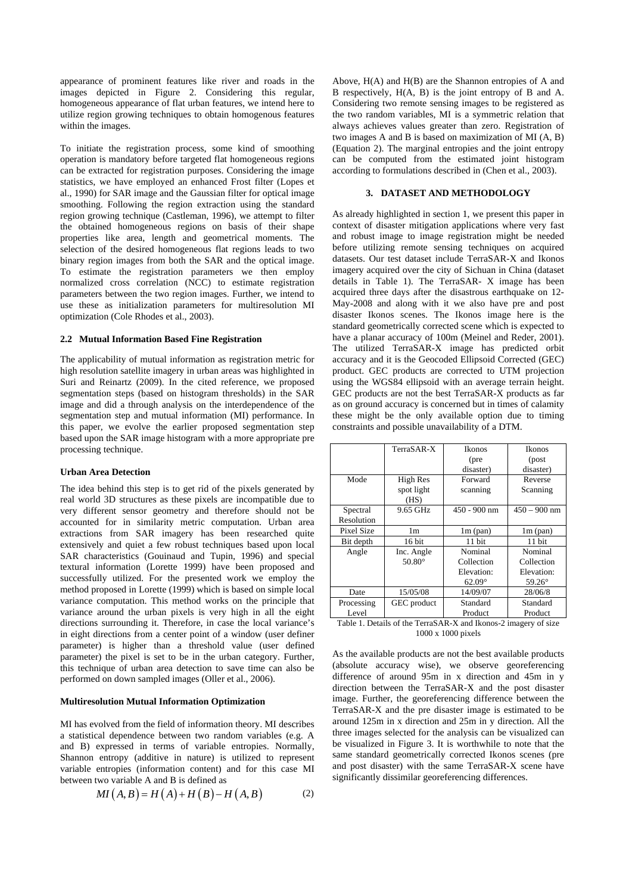appearance of prominent features like river and roads in the images depicted in Figure 2. Considering this regular, homogeneous appearance of flat urban features, we intend here to utilize region growing techniques to obtain homogenous features within the images.

To initiate the registration process, some kind of smoothing operation is mandatory before targeted flat homogeneous regions can be extracted for registration purposes. Considering the image statistics, we have employed an enhanced Frost filter (Lopes et al., 1990) for SAR image and the Gaussian filter for optical image smoothing. Following the region extraction using the standard region growing technique (Castleman, 1996), we attempt to filter the obtained homogeneous regions on basis of their shape properties like area, length and geometrical moments. The selection of the desired homogeneous flat regions leads to two binary region images from both the SAR and the optical image. To estimate the registration parameters we then employ normalized cross correlation (NCC) to estimate registration parameters between the two region images. Further, we intend to use these as initialization parameters for multiresolution MI optimization (Cole Rhodes et al., 2003).

### 2.2 Mutual Information Based Fine Registration

The applicability of mutual information as registration metric for high resolution satellite imagery in urban areas was highlighted in Suri and Reinartz (2009). In the cited reference, we proposed segmentation steps (based on histogram thresholds) in the SAR image and did a through analysis on the interdependence of the segmentation step and mutual information (MI) performance. In this paper, we evolve the earlier proposed segmentation step based upon the SAR image histogram with a more appropriate pre processing technique.

**Urban Area Detection**

The idea behind this step is to get rid of the pixels generated by real world 3D structures as these pixels are incompatible due to very different sensor geometry and therefore should not be accounted for in similarity metric computation. Urban area extractions from SAR imagery has been researched quite extensively and quiet a few robust techniques based upon local SAR characteristics (Gouinaud and Tupin, 1996) and special textural information (Lorette 1999) have been proposed and successfully utilized. For the presented work we employ the method proposed in Lorette (1999) which is based on simple local variance computation. This method works on the principle that variance around the urban pixels is very high in all the eight directions surrounding it. Therefore, in case the local variance's in eight directions from a center point of a window (user definer parameter) is higher than a threshold value (user defined parameter) the pixel is set to be in the urban category. Further, this technique of urban area detection to save time can also be performed on down sampled images (Oller et al., 2006).

**Multiresolution Mutual Information Optimization**

MI has evolved from the field of information theory. MI describes a statistical dependence between two random variables (e.g. A and B) expressed in terms of variable entropies. Normally, Shannon entropy (additive in nature) is utilized to represent variable entropies (information content) and for this case MI between two variable A and B is defined as

$$MI(A,B) = H(A) + H(B) - H(A,B) \qquad (2)$$

Above, H(A) and H(B) are the Shannon entropies of A and B respectively, H(A, B) is the joint entropy of B and A. Considering two remote sensing images to be registered as the two random variables, MI is a symmetric relation that always achieves values greater than zero. Registration of two images A and B is based on maximization of MI (A, B) (Equation 2). The marginal entropies and the joint entropy can be computed from the estimated joint histogram according to formulations described in (Chen et al., 2003).

## 3. DATASET AND METHODOLOGY

As already highlighted in section 1, we present this paper in context of disaster mitigation applications where very fast and robust image to image registration might be needed before utilizing remote sensing techniques on acquired datasets. Our test dataset include TerraSAR-X and Ikonos imagery acquired over the city of Sichuan in China (dataset details in Table 1). The TerraSAR- X image has been acquired three days after the disastrous earthquake on 12-May-2008 and along with it we also have pre and post disaster Ikonos scenes. The Ikonos image here is the standard geometrically corrected scene which is expected to have a planar accuracy of 100m (Meinel and Reder, 2001). The utilized TerraSAR-X image has predicted orbit accuracy and it is the Geocoded Ellipsoid Corrected (GEC) product. GEC products are corrected to UTM projection using the WGS84 ellipsoid with an average terrain height. GEC products are not the best TerraSAR-X products as far as on ground accuracy is concerned but in times of calamity these might be the only available option due to timing constraints and possible unavailability of a DTM.

| | TerraSAR-X | Ikonos (pre disaster) | Ikonos (post disaster) |
|---|---|---|---|
| Mode | High Res spot light (HS) | Forward scanning | Reverse Scanning |
| Spectral Resolution | 9.65 GHz | 450 - 900 nm | 450 – 900 nm |
| Pixel Size | 1m | 1m (pan) | 1m (pan) |
| Bit depth | 16 bit | 11 bit | 11 bit |
| Angle | Inc. Angle 50.80° | Nominal Collection Elevation: 62.09° | Nominal Collection Elevation: 59.26° |
| Date | 15/05/08 | 14/09/07 | 28/06/8 |
| Processing Level | GEC product | Standard Product | Standard Product |

Table 1. Details of the TerraSAR-X and Ikonos-2 imagery of size 1000 x 1000 pixels

As the available products are not the best available products (absolute accuracy wise), we observe georeferencing difference of around 95m in x direction and 45m in y direction between the TerraSAR-X and the post disaster image. Further, the georeferencing difference between the TerraSAR-X and the pre disaster image is estimated to be around 125m in x direction and 25m in y direction. All the three images selected for the analysis can be visualized can be visualized in Figure 3. It is worthwhile to note that the same standard geometrically corrected Ikonos scenes (pre and post disaster) with the same TerraSAR-X scene have significantly dissimilar georeferencing differences.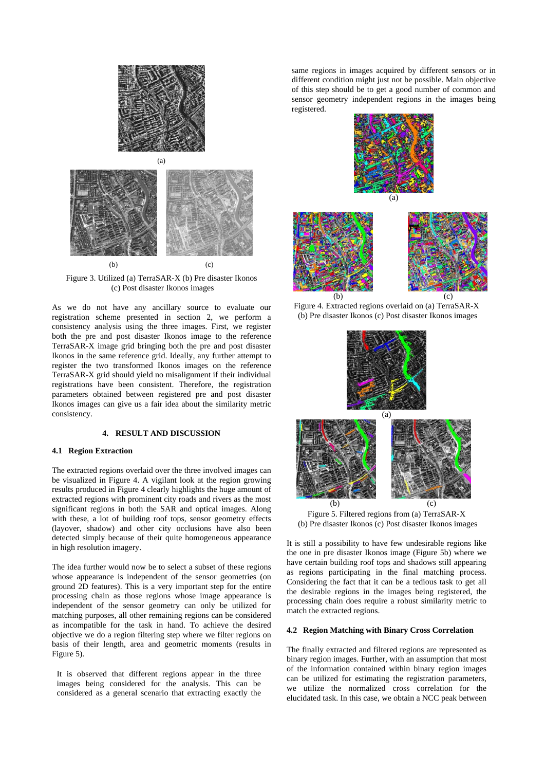(a)

(b) (c)

Figure 3. Utilized (a) TerraSAR-X (b) Pre disaster Ikonos (c) Post disaster Ikonos images

As we do not have any ancillary source to evaluate our registration scheme presented in section 2, we perform a consistency analysis using the three images. First, we register both the pre and post disaster Ikonos image to the reference TerraSAR-X image grid bringing both the pre and post disaster Ikonos in the same reference grid. Ideally, any further attempt to register the two transformed Ikonos images on the reference TerraSAR-X grid should yield no misalignment if their individual registrations have been consistent. Therefore, the registration parameters obtained between registered pre and post disaster Ikonos images can give us a fair idea about the similarity metric consistency.

## 4. RESULT AND DISCUSSION

### 4.1 Region Extraction

The extracted regions overlaid over the three involved images can be visualized in Figure 4. A vigilant look at the region growing results produced in Figure 4 clearly highlights the huge amount of extracted regions with prominent city roads and rivers as the most significant regions in both the SAR and optical images. Along with these, a lot of building roof tops, sensor geometry effects (layover, shadow) and other city occlusions have also been detected simply because of their quite homogeneous appearance in high resolution imagery.

The idea further would now be to select a subset of these regions whose appearance is independent of the sensor geometries (on ground 2D features). This is a very important step for the entire processing chain as those regions whose image appearance is independent of the sensor geometry can only be utilized for matching purposes, all other remaining regions can be considered as incompatible for the task in hand. To achieve the desired objective we do a region filtering step where we filter regions on basis of their length, area and geometric moments (results in Figure 5).

It is observed that different regions appear in the three images being considered for the analysis. This can be considered as a general scenario that extracting exactly the same regions in images acquired by different sensors or in different condition might just not be possible. Main objective of this step should be to get a good number of common and sensor geometry independent regions in the images being registered.

(a)

(b) (c)

Figure 4. Extracted regions overlaid on (a) TerraSAR-X (b) Pre disaster Ikonos (c) Post disaster Ikonos images

(a)

(b) (c)

Figure 5. Filtered regions from (a) TerraSAR-X (b) Pre disaster Ikonos (c) Post disaster Ikonos images

It is still a possibility to have few undesirable regions like the one in pre disaster Ikonos image (Figure 5b) where we have certain building roof tops and shadows still appearing as regions participating in the final matching process. Considering the fact that it can be a tedious task to get all the desirable regions in the images being registered, the processing chain does require a robust similarity metric to match the extracted regions.

### 4.2 Region Matching with Binary Cross Correlation

The finally extracted and filtered regions are represented as binary region images. Further, with an assumption that most of the information contained within binary region images can be utilized for estimating the registration parameters, we utilize the normalized cross correlation for the elucidated task. In this case, we obtain a NCC peak between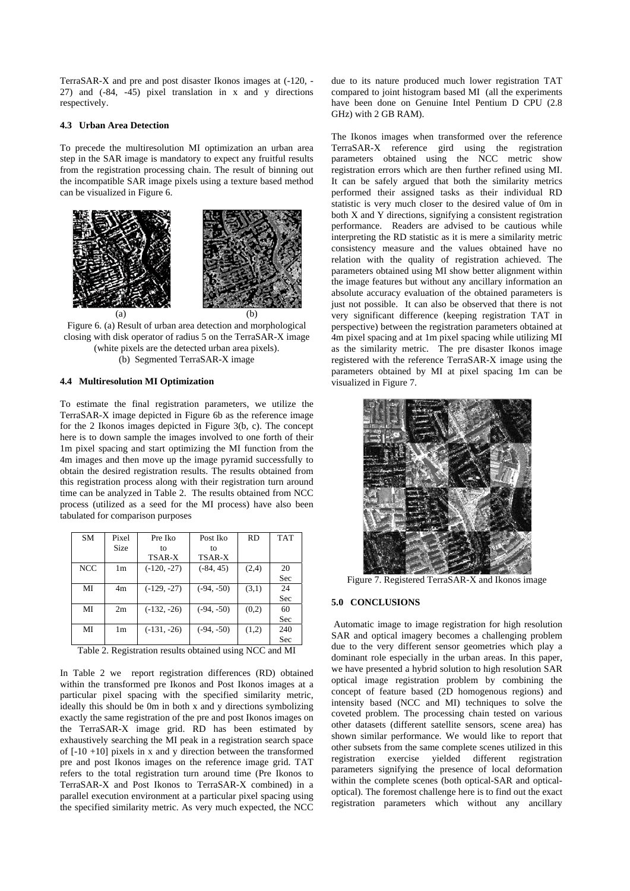TerraSAR-X and pre and post disaster Ikonos images at (-120, -27) and (-84, -45) pixel translation in x and y directions respectively.

### 4.3 Urban Area Detection

To precede the multiresolution MI optimization an urban area step in the SAR image is mandatory to expect any fruitful results from the registration processing chain. The result of binning out the incompatible SAR image pixels using a texture based method can be visualized in Figure 6.

(a) (b)

Figure 6. (a) Result of urban area detection and morphological closing with disk operator of radius 5 on the TerraSAR-X image (white pixels are the detected urban area pixels). (b) Segmented TerraSAR-X image

### 4.4 Multiresolution MI Optimization

To estimate the final registration parameters, we utilize the TerraSAR-X image depicted in Figure 6b as the reference image for the 2 Ikonos images depicted in Figure 3(b, c). The concept here is to down sample the images involved to one forth of their 1m pixel spacing and start optimizing the MI function from the 4m images and then move up the image pyramid successfully to obtain the desired registration results. The results obtained from this registration process along with their registration turn around time can be analyzed in Table 2. The results obtained from NCC process (utilized as a seed for the MI process) have also been tabulated for comparison purposes

| SM | Pixel Size | Pre Iko to TSAR-X | Post Iko to TSAR-X | RD | TAT |
|---|---|---|---|---|---|
| NCC | 1m | (-120, -27) | (-84, 45) | (2,4) | 20 Sec |
| MI | 4m | (-129, -27) | (-94, -50) | (3,1) | 24 Sec |
| MI | 2m | (-132, -26) | (-94, -50) | (0,2) | 60 Sec |
| MI | 1m | (-131, -26) | (-94, -50) | (1,2) | 240 Sec |

Table 2. Registration results obtained using NCC and MI

In Table 2 we report registration differences (RD) obtained within the transformed pre Ikonos and Post Ikonos images at a particular pixel spacing with the specified similarity metric, ideally this should be 0m in both x and y directions symbolizing exactly the same registration of the pre and post Ikonos images on the TerraSAR-X image grid. RD has been estimated by exhaustively searching the MI peak in a registration search space of [-10 +10] pixels in x and y direction between the transformed pre and post Ikonos images on the reference image grid. TAT refers to the total registration turn around time (Pre Ikonos to TerraSAR-X and Post Ikonos to TerraSAR-X combined) in a parallel execution environment at a particular pixel spacing using the specified similarity metric. As very much expected, the NCC due to its nature produced much lower registration TAT compared to joint histogram based MI (all the experiments have been done on Genuine Intel Pentium D CPU (2.8 GHz) with 2 GB RAM).

The Ikonos images when transformed over the reference TerraSAR-X reference gird using the registration parameters obtained using the NCC metric show registration errors which are then further refined using MI. It can be safely argued that both the similarity metrics performed their assigned tasks as their individual RD statistic is very much closer to the desired value of 0m in both X and Y directions, signifying a consistent registration performance. Readers are advised to be cautious while interpreting the RD statistic as it is mere a similarity metric consistency measure and the values obtained have no relation with the quality of registration achieved. The parameters obtained using MI show better alignment within the image features but without any ancillary information an absolute accuracy evaluation of the obtained parameters is just not possible. It can also be observed that there is not very significant difference (keeping registration TAT in perspective) between the registration parameters obtained at 4m pixel spacing and at 1m pixel spacing while utilizing MI as the similarity metric. The pre disaster Ikonos image registered with the reference TerraSAR-X image using the parameters obtained by MI at pixel spacing 1m can be visualized in Figure 7.

Figure 7. Registered TerraSAR-X and Ikonos image

## 5.0 CONCLUSIONS

Automatic image to image registration for high resolution SAR and optical imagery becomes a challenging problem due to the very different sensor geometries which play a dominant role especially in the urban areas. In this paper, we have presented a hybrid solution to high resolution SAR optical image registration problem by combining the concept of feature based (2D homogenous regions) and intensity based (NCC and MI) techniques to solve the coveted problem. The processing chain tested on various other datasets (different satellite sensors, scene area) has shown similar performance. We would like to report that other subsets from the same complete scenes utilized in this registration exercise yielded different registration parameters signifying the presence of local deformation within the complete scenes (both optical-SAR and optical-optical). The foremost challenge here is to find out the exact registration parameters which without any ancillary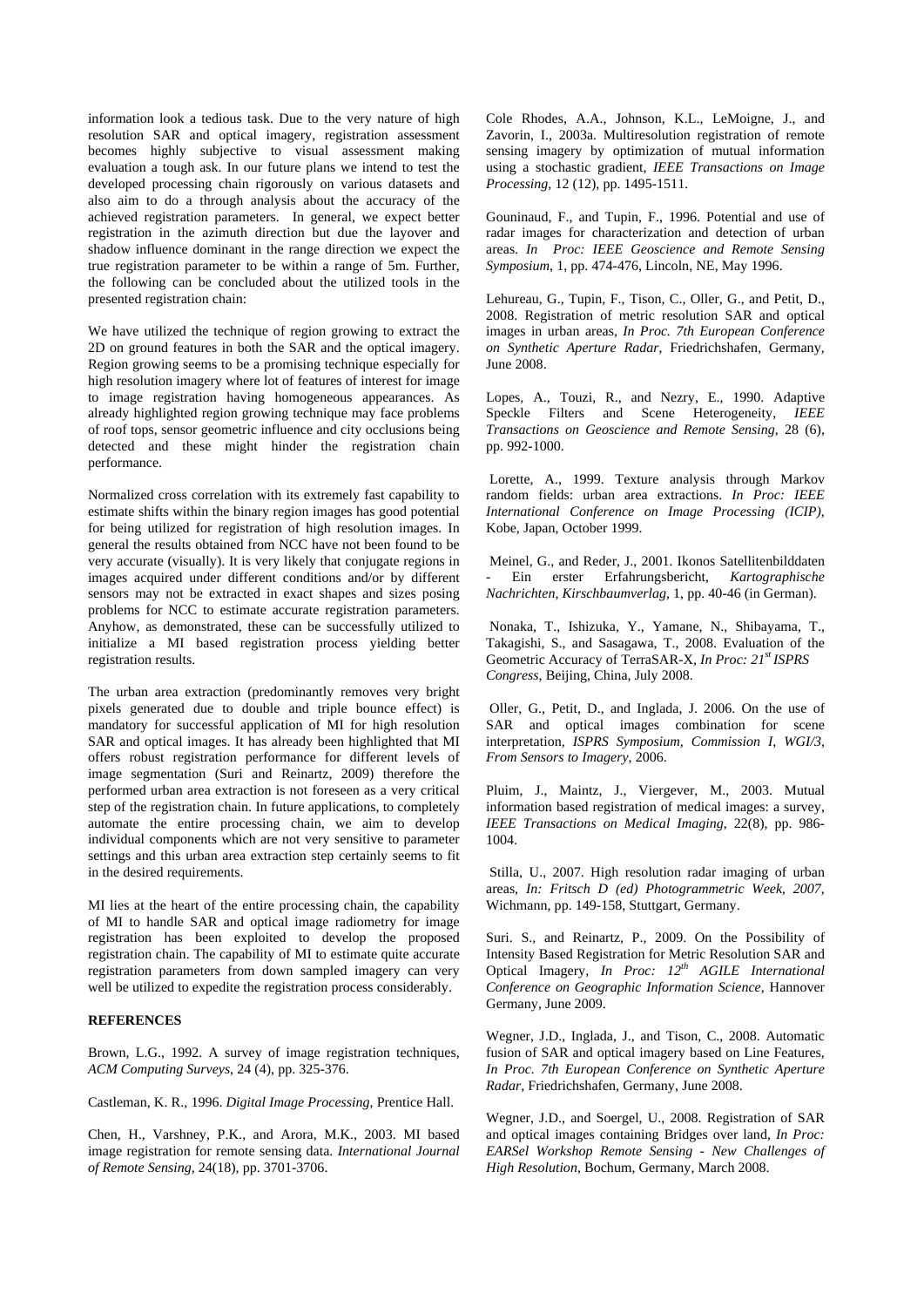information look a tedious task. Due to the very nature of high resolution SAR and optical imagery, registration assessment becomes highly subjective to visual assessment making evaluation a tough ask. In our future plans we intend to test the developed processing chain rigorously on various datasets and also aim to do a through analysis about the accuracy of the achieved registration parameters. In general, we expect better registration in the azimuth direction but due the layover and shadow influence dominant in the range direction we expect the true registration parameter to be within a range of 5m. Further, the following can be concluded about the utilized tools in the presented registration chain:

We have utilized the technique of region growing to extract the 2D on ground features in both the SAR and the optical imagery. Region growing seems to be a promising technique especially for high resolution imagery where lot of features of interest for image to image registration having homogeneous appearances. As already highlighted region growing technique may face problems of roof tops, sensor geometric influence and city occlusions being detected and these might hinder the registration chain performance.

Normalized cross correlation with its extremely fast capability to estimate shifts within the binary region images has good potential for being utilized for registration of high resolution images. In general the results obtained from NCC have not been found to be very accurate (visually). It is very likely that conjugate regions in images acquired under different conditions and/or by different sensors may not be extracted in exact shapes and sizes posing problems for NCC to estimate accurate registration parameters. Anyhow, as demonstrated, these can be successfully utilized to initialize a MI based registration process yielding better registration results.

The urban area extraction (predominantly removes very bright pixels generated due to double and triple bounce effect) is mandatory for successful application of MI for high resolution SAR and optical images. It has already been highlighted that MI offers robust registration performance for different levels of image segmentation (Suri and Reinartz, 2009) therefore the performed urban area extraction is not foreseen as a very critical step of the registration chain. In future applications, to completely automate the entire processing chain, we aim to develop individual components which are not very sensitive to parameter settings and this urban area extraction step certainly seems to fit in the desired requirements.

MI lies at the heart of the entire processing chain, the capability of MI to handle SAR and optical image radiometry for image registration has been exploited to develop the proposed registration chain. The capability of MI to estimate quite accurate registration parameters from down sampled imagery can very well be utilized to expedite the registration process considerably.

## REFERENCES

Brown, L.G., 1992. A survey of image registration techniques, *ACM Computing Surveys*, 24 (4), pp. 325-376.

Castleman, K. R., 1996. *Digital Image Processing*, Prentice Hall.

Chen, H., Varshney, P.K., and Arora, M.K., 2003. MI based image registration for remote sensing data. *International Journal of Remote Sensing*, 24(18), pp. 3701-3706.

Cole Rhodes, A.A., Johnson, K.L., LeMoigne, J., and Zavorin, I., 2003a. Multiresolution registration of remote sensing imagery by optimization of mutual information using a stochastic gradient, *IEEE Transactions on Image Processing*, 12 (12), pp. 1495-1511.

Gouninaud, F., and Tupin, F., 1996. Potential and use of radar images for characterization and detection of urban areas. *In Proc: IEEE Geoscience and Remote Sensing Symposium*, 1, pp. 474-476, Lincoln, NE, May 1996.

Lehureau, G., Tupin, F., Tison, C., Oller, G., and Petit, D., 2008. Registration of metric resolution SAR and optical images in urban areas, *In Proc. 7th European Conference on Synthetic Aperture Radar*, Friedrichshafen, Germany, June 2008.

Lopes, A., Touzi, R., and Nezry, E., 1990. Adaptive Speckle Filters and Scene Heterogeneity, *IEEE Transactions on Geoscience and Remote Sensing*, 28 (6), pp. 992-1000.

Lorette, A., 1999. Texture analysis through Markov random fields: urban area extractions. *In Proc: IEEE International Conference on Image Processing (ICIP)*, Kobe, Japan, October 1999.

Meinel, G., and Reder, J., 2001. Ikonos Satellitenbilddaten - Ein erster Erfahrungsbericht, *Kartographische Nachrichten, Kirschbaumverlag*, 1, pp. 40-46 (in German).

Nonaka, T., Ishizuka, Y., Yamane, N., Shibayama, T., Takagishi, S., and Sasagawa, T., 2008. Evaluation of the Geometric Accuracy of TerraSAR-X, *In Proc: 21st ISPRS Congress*, Beijing, China, July 2008.

Oller, G., Petit, D., and Inglada, J. 2006. On the use of SAR and optical images combination for scene interpretation, *ISPRS Symposium, Commission I, WGI/3, From Sensors to Imagery*, 2006.

Pluim, J., Maintz, J., Viergever, M., 2003. Mutual information based registration of medical images: a survey, *IEEE Transactions on Medical Imaging*, 22(8), pp. 986-1004.

Stilla, U., 2007. High resolution radar imaging of urban areas, *In: Fritsch D (ed) Photogrammetric Week, 2007*, Wichmann, pp. 149-158, Stuttgart, Germany.

Suri. S., and Reinartz, P., 2009. On the Possibility of Intensity Based Registration for Metric Resolution SAR and Optical Imagery, *In Proc: 12th AGILE International Conference on Geographic Information Science*, Hannover Germany, June 2009.

Wegner, J.D., Inglada, J., and Tison, C., 2008. Automatic fusion of SAR and optical imagery based on Line Features, *In Proc. 7th European Conference on Synthetic Aperture Radar*, Friedrichshafen, Germany, June 2008.

Wegner, J.D., and Soergel, U., 2008. Registration of SAR and optical images containing Bridges over land, *In Proc: EARSel Workshop Remote Sensing - New Challenges of High Resolution*, Bochum, Germany, March 2008.